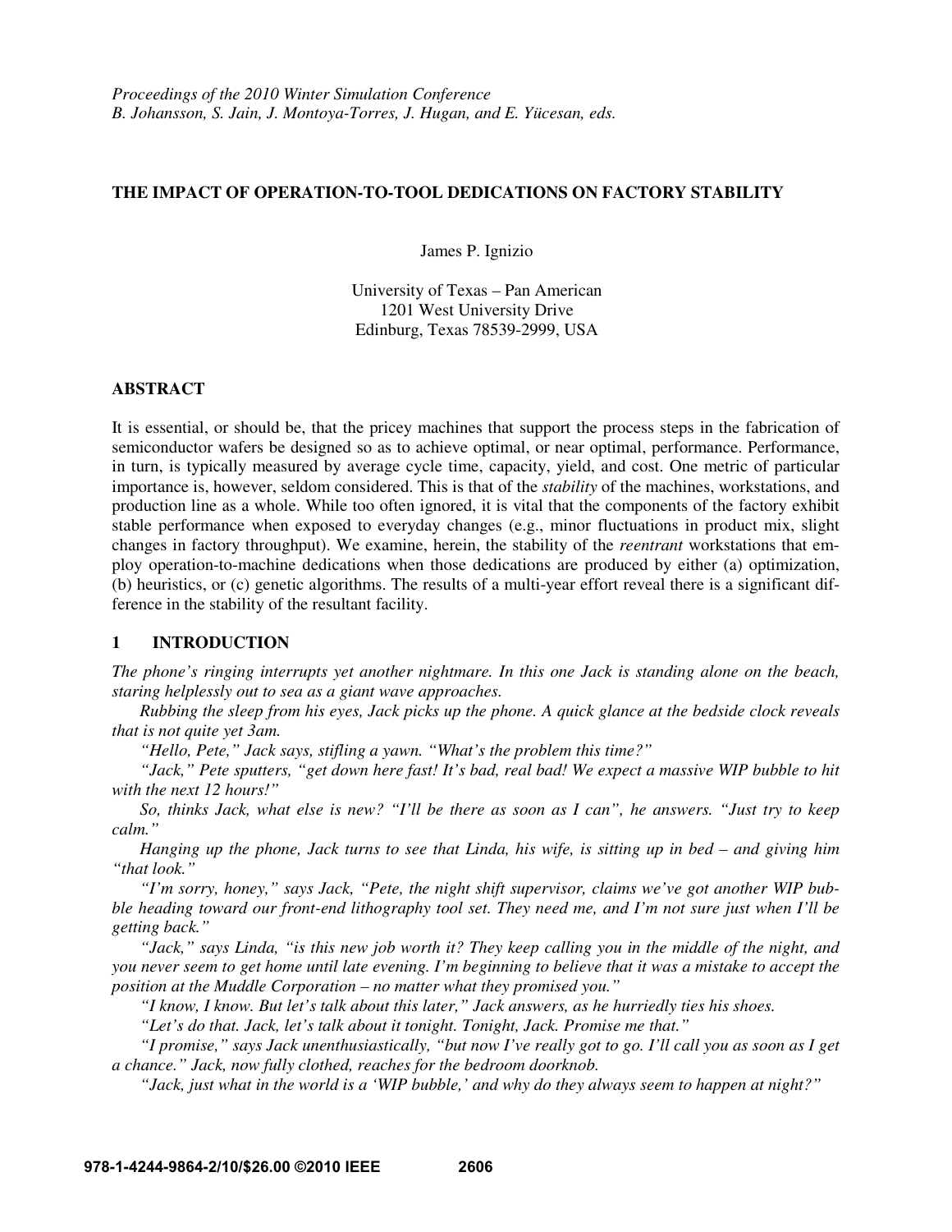*Proceedings of the 2010 Winter Simulation Conference*
*B. Johansson, S. Jain, J. Montoya-Torres, J. Hugan, and E. Yücesan, eds.*

# THE IMPACT OF OPERATION-TO-TOOL DEDICATIONS ON FACTORY STABILITY

James P. Ignizio

University of Texas – Pan American
1201 West University Drive
Edinburg, Texas 78539-2999, USA

## ABSTRACT

It is essential, or should be, that the pricey machines that support the process steps in the fabrication of semiconductor wafers be designed so as to achieve optimal, or near optimal, performance. Performance, in turn, is typically measured by average cycle time, capacity, yield, and cost. One metric of particular importance is, however, seldom considered. This is that of the *stability* of the machines, workstations, and production line as a whole. While too often ignored, it is vital that the components of the factory exhibit stable performance when exposed to everyday changes (e.g., minor fluctuations in product mix, slight changes in factory throughput). We examine, herein, the stability of the *reentrant* workstations that employ operation-to-machine dedications when those dedications are produced by either (a) optimization, (b) heuristics, or (c) genetic algorithms. The results of a multi-year effort reveal there is a significant difference in the stability of the resultant facility.

## 1 INTRODUCTION

*The phone's ringing interrupts yet another nightmare. In this one Jack is standing alone on the beach, staring helplessly out to sea as a giant wave approaches.*

*Rubbing the sleep from his eyes, Jack picks up the phone. A quick glance at the bedside clock reveals that is not quite yet 3am.*

*"Hello, Pete," Jack says, stifling a yawn. "What's the problem this time?"*

*"Jack," Pete sputters, "get down here fast! It's bad, real bad! We expect a massive WIP bubble to hit with the next 12 hours!"*

*So, thinks Jack, what else is new? "I'll be there as soon as I can", he answers. "Just try to keep calm."*

*Hanging up the phone, Jack turns to see that Linda, his wife, is sitting up in bed – and giving him "that look."*

*"I'm sorry, honey," says Jack, "Pete, the night shift supervisor, claims we've got another WIP bubble heading toward our front-end lithography tool set. They need me, and I'm not sure just when I'll be getting back."*

*"Jack," says Linda, "is this new job worth it? They keep calling you in the middle of the night, and you never seem to get home until late evening. I'm beginning to believe that it was a mistake to accept the position at the Muddle Corporation – no matter what they promised you."*

*"I know, I know. But let's talk about this later," Jack answers, as he hurriedly ties his shoes.*

*"Let's do that. Jack, let's talk about it tonight. Tonight, Jack. Promise me that."*

*"I promise," says Jack unenthusiastically, "but now I've really got to go. I'll call you as soon as I get a chance." Jack, now fully clothed, reaches for the bedroom doorknob.*

*"Jack, just what in the world is a 'WIP bubble,' and why do they always seem to happen at night?"*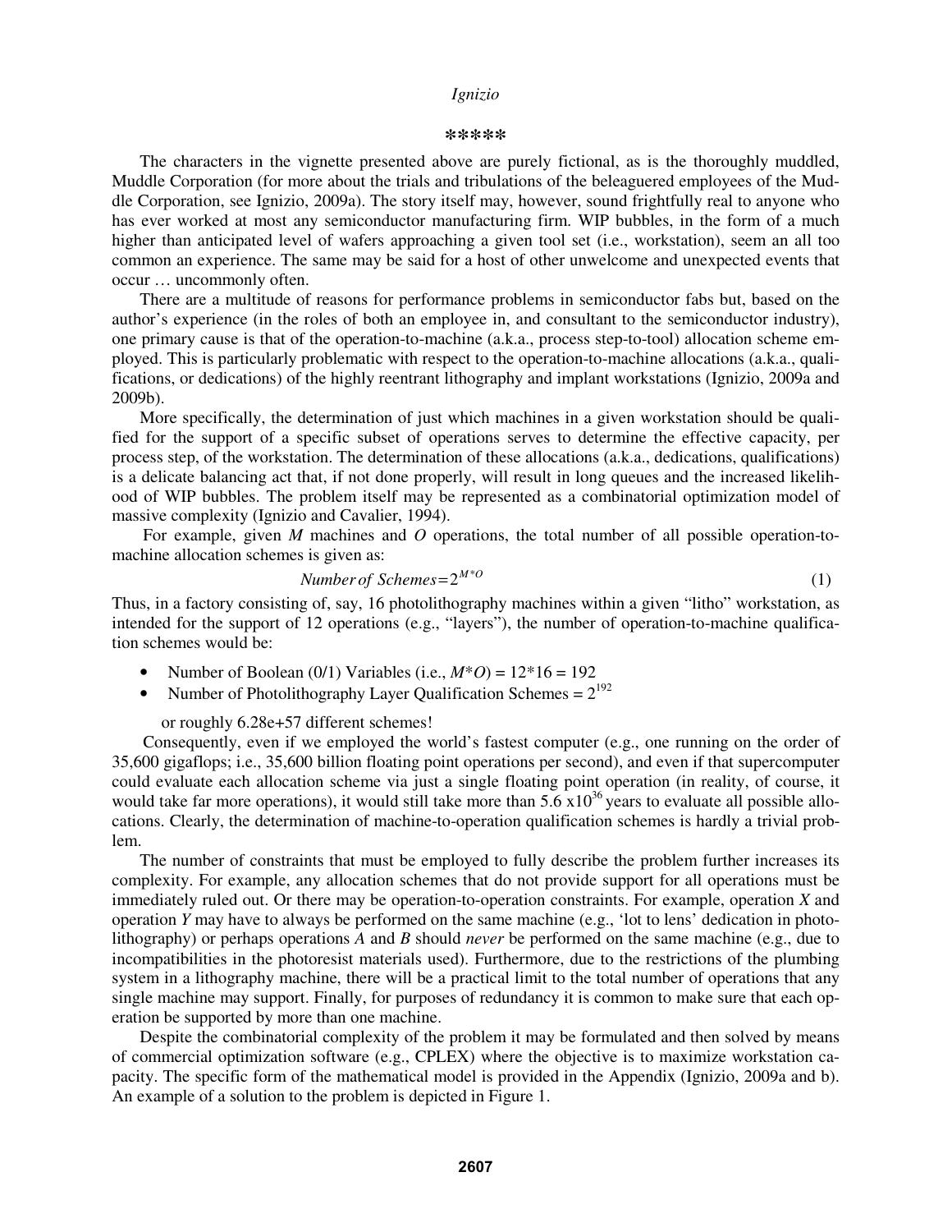\*\*\*\*\*

The characters in the vignette presented above are purely fictional, as is the thoroughly muddled, Muddle Corporation (for more about the trials and tribulations of the beleaguered employees of the Muddle Corporation, see Ignizio, 2009a). The story itself may, however, sound frightfully real to anyone who has ever worked at most any semiconductor manufacturing firm. WIP bubbles, in the form of a much higher than anticipated level of wafers approaching a given tool set (i.e., workstation), seem an all too common an experience. The same may be said for a host of other unwelcome and unexpected events that occur … uncommonly often.

There are a multitude of reasons for performance problems in semiconductor fabs but, based on the author's experience (in the roles of both an employee in, and consultant to the semiconductor industry), one primary cause is that of the operation-to-machine (a.k.a., process step-to-tool) allocation scheme employed. This is particularly problematic with respect to the operation-to-machine allocations (a.k.a., qualifications, or dedications) of the highly reentrant lithography and implant workstations (Ignizio, 2009a and 2009b).

More specifically, the determination of just which machines in a given workstation should be qualified for the support of a specific subset of operations serves to determine the effective capacity, per process step, of the workstation. The determination of these allocations (a.k.a., dedications, qualifications) is a delicate balancing act that, if not done properly, will result in long queues and the increased likelihood of WIP bubbles. The problem itself may be represented as a combinatorial optimization model of massive complexity (Ignizio and Cavalier, 1994).

For example, given $M$ machines and $O$ operations, the total number of all possible operation-to-machine allocation schemes is given as:

$$Number\,of\;Schemes = 2^{M*O} \tag{1}$$

Thus, in a factory consisting of, say, 16 photolithography machines within a given "litho" workstation, as intended for the support of 12 operations (e.g., "layers"), the number of operation-to-machine qualification schemes would be:

- Number of Boolean (0/1) Variables (i.e., $M*O$) = 12\*16 = 192
- Number of Photolithography Layer Qualification Schemes = $2^{192}$

  or roughly 6.28e+57 different schemes!

Consequently, even if we employed the world's fastest computer (e.g., one running on the order of 35,600 gigaflops; i.e., 35,600 billion floating point operations per second), and even if that supercomputer could evaluate each allocation scheme via just a single floating point operation (in reality, of course, it would take far more operations), it would still take more than $5.6 \times 10^{36}$ years to evaluate all possible allocations. Clearly, the determination of machine-to-operation qualification schemes is hardly a trivial problem.

The number of constraints that must be employed to fully describe the problem further increases its complexity. For example, any allocation schemes that do not provide support for all operations must be immediately ruled out. Or there may be operation-to-operation constraints. For example, operation $X$ and operation $Y$ may have to always be performed on the same machine (e.g., 'lot to lens' dedication in photolithography) or perhaps operations $A$ and $B$ should *never* be performed on the same machine (e.g., due to incompatibilities in the photoresist materials used). Furthermore, due to the restrictions of the plumbing system in a lithography machine, there will be a practical limit to the total number of operations that any single machine may support. Finally, for purposes of redundancy it is common to make sure that each operation be supported by more than one machine.

Despite the combinatorial complexity of the problem it may be formulated and then solved by means of commercial optimization software (e.g., CPLEX) where the objective is to maximize workstation capacity. The specific form of the mathematical model is provided in the Appendix (Ignizio, 2009a and b). An example of a solution to the problem is depicted in Figure 1.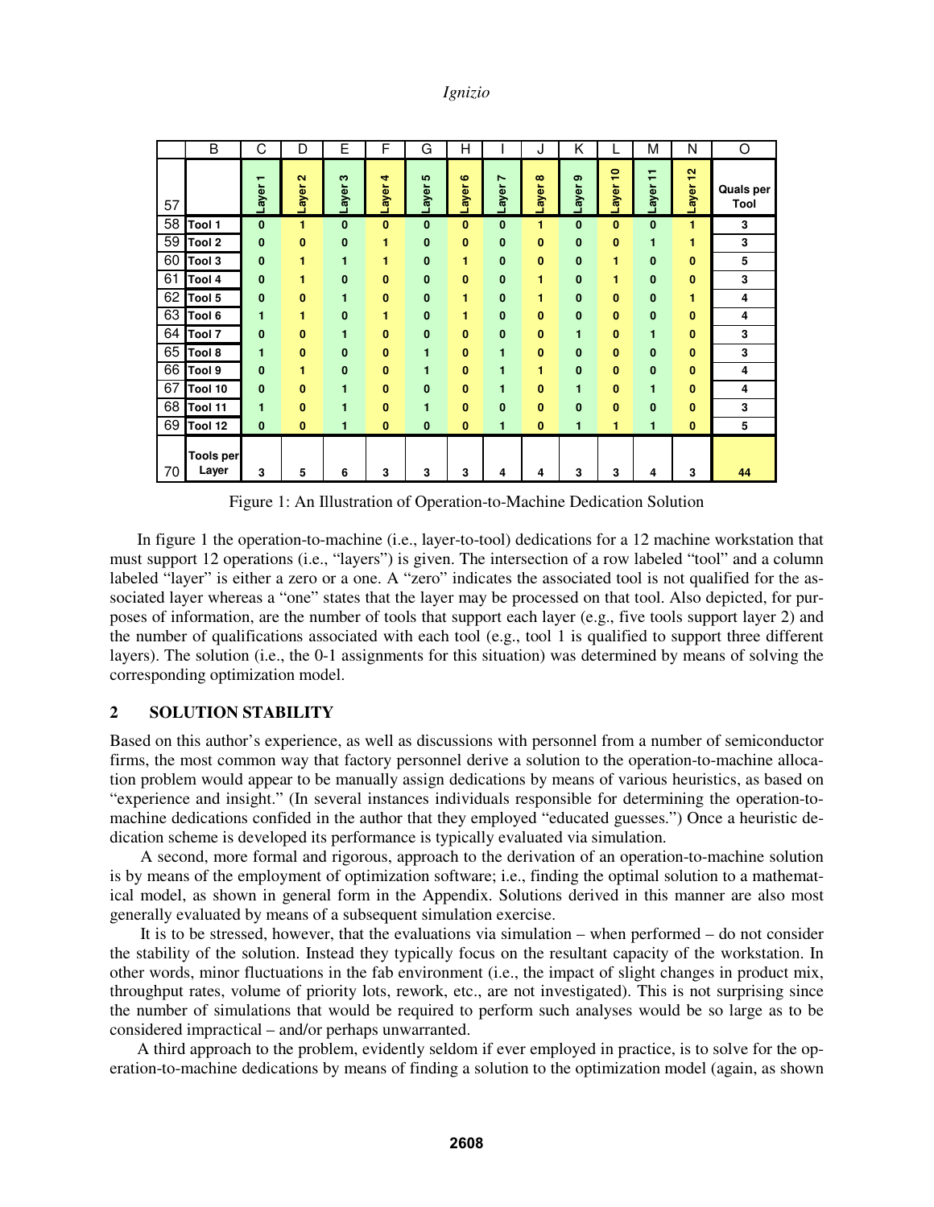| | B | C | D | E | F | G | H | I | J | K | L | M | N | O |
|---|---|---|---|---|---|---|---|---|---|---|---|---|---|---|
| 57 | | Layer 1 | Layer 2 | Layer 3 | Layer 4 | Layer 5 | Layer 6 | Layer 7 | Layer 8 | Layer 9 | Layer 10 | Layer 11 | Layer 12 | Quals per Tool |
| 58 | Tool 1 | 0 | 1 | 0 | 0 | 0 | 0 | 0 | 1 | 0 | 0 | 0 | 1 | 3 |
| 59 | Tool 2 | 0 | 0 | 0 | 1 | 0 | 0 | 0 | 0 | 0 | 0 | 1 | 1 | 3 |
| 60 | Tool 3 | 0 | 1 | 1 | 1 | 0 | 1 | 0 | 0 | 0 | 1 | 0 | 0 | 5 |
| 61 | Tool 4 | 0 | 1 | 0 | 0 | 0 | 0 | 0 | 1 | 0 | 1 | 0 | 0 | 3 |
| 62 | Tool 5 | 0 | 0 | 1 | 0 | 0 | 1 | 0 | 1 | 0 | 0 | 0 | 1 | 4 |
| 63 | Tool 6 | 1 | 1 | 0 | 1 | 0 | 1 | 0 | 0 | 0 | 0 | 0 | 0 | 4 |
| 64 | Tool 7 | 0 | 0 | 1 | 0 | 0 | 0 | 0 | 0 | 1 | 0 | 1 | 0 | 3 |
| 65 | Tool 8 | 1 | 0 | 0 | 0 | 1 | 0 | 1 | 0 | 0 | 0 | 0 | 0 | 3 |
| 66 | Tool 9 | 0 | 1 | 0 | 0 | 1 | 0 | 1 | 1 | 0 | 0 | 0 | 0 | 4 |
| 67 | Tool 10 | 0 | 0 | 1 | 0 | 0 | 0 | 1 | 0 | 1 | 0 | 1 | 0 | 4 |
| 68 | Tool 11 | 1 | 0 | 1 | 0 | 1 | 0 | 0 | 0 | 0 | 0 | 0 | 0 | 3 |
| 69 | Tool 12 | 0 | 0 | 1 | 0 | 0 | 0 | 1 | 0 | 1 | 1 | 1 | 0 | 5 |
| 70 | Tools per Layer | 3 | 5 | 6 | 3 | 3 | 3 | 4 | 4 | 3 | 3 | 4 | 3 | 44 |

Figure 1: An Illustration of Operation-to-Machine Dedication Solution

In figure 1 the operation-to-machine (i.e., layer-to-tool) dedications for a 12 machine workstation that must support 12 operations (i.e., "layers") is given. The intersection of a row labeled "tool" and a column labeled "layer" is either a zero or a one. A "zero" indicates the associated tool is not qualified for the associated layer whereas a "one" states that the layer may be processed on that tool. Also depicted, for purposes of information, are the number of tools that support each layer (e.g., five tools support layer 2) and the number of qualifications associated with each tool (e.g., tool 1 is qualified to support three different layers). The solution (i.e., the 0-1 assignments for this situation) was determined by means of solving the corresponding optimization model.

## 2 SOLUTION STABILITY

Based on this author's experience, as well as discussions with personnel from a number of semiconductor firms, the most common way that factory personnel derive a solution to the operation-to-machine allocation problem would appear to be manually assign dedications by means of various heuristics, as based on "experience and insight." (In several instances individuals responsible for determining the operation-to-machine dedications confided in the author that they employed "educated guesses.") Once a heuristic dedication scheme is developed its performance is typically evaluated via simulation.

A second, more formal and rigorous, approach to the derivation of an operation-to-machine solution is by means of the employment of optimization software; i.e., finding the optimal solution to a mathematical model, as shown in general form in the Appendix. Solutions derived in this manner are also most generally evaluated by means of a subsequent simulation exercise.

It is to be stressed, however, that the evaluations via simulation – when performed – do not consider the stability of the solution. Instead they typically focus on the resultant capacity of the workstation. In other words, minor fluctuations in the fab environment (i.e., the impact of slight changes in product mix, throughput rates, volume of priority lots, rework, etc., are not investigated). This is not surprising since the number of simulations that would be required to perform such analyses would be so large as to be considered impractical – and/or perhaps unwarranted.

A third approach to the problem, evidently seldom if ever employed in practice, is to solve for the operation-to-machine dedications by means of finding a solution to the optimization model (again, as shown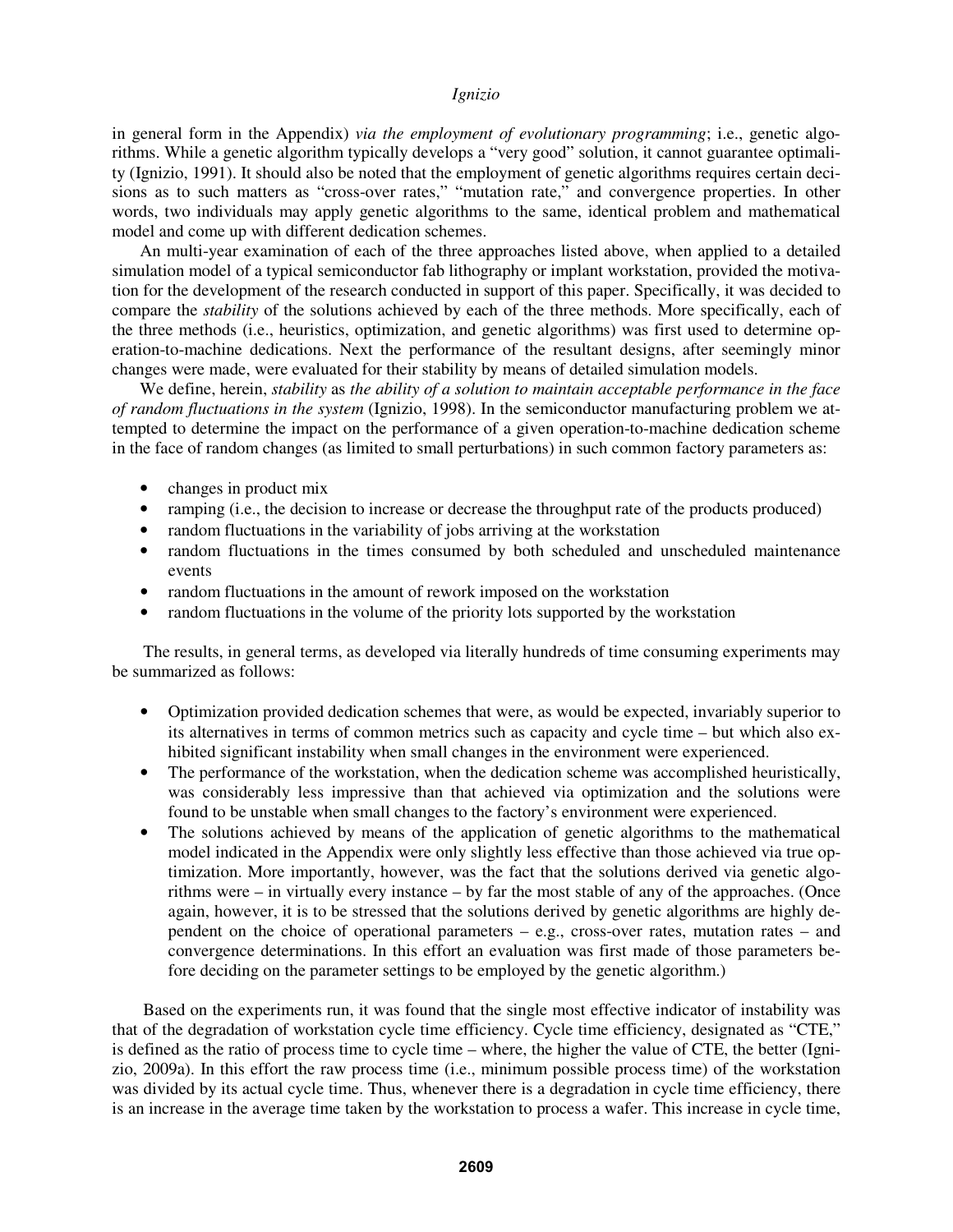in general form in the Appendix) *via the employment of evolutionary programming*; i.e., genetic algorithms. While a genetic algorithm typically develops a "very good" solution, it cannot guarantee optimality (Ignizio, 1991). It should also be noted that the employment of genetic algorithms requires certain decisions as to such matters as "cross-over rates," "mutation rate," and convergence properties. In other words, two individuals may apply genetic algorithms to the same, identical problem and mathematical model and come up with different dedication schemes.

An multi-year examination of each of the three approaches listed above, when applied to a detailed simulation model of a typical semiconductor fab lithography or implant workstation, provided the motivation for the development of the research conducted in support of this paper. Specifically, it was decided to compare the *stability* of the solutions achieved by each of the three methods. More specifically, each of the three methods (i.e., heuristics, optimization, and genetic algorithms) was first used to determine operation-to-machine dedications. Next the performance of the resultant designs, after seemingly minor changes were made, were evaluated for their stability by means of detailed simulation models.

We define, herein, *stability* as *the ability of a solution to maintain acceptable performance in the face of random fluctuations in the system* (Ignizio, 1998). In the semiconductor manufacturing problem we attempted to determine the impact on the performance of a given operation-to-machine dedication scheme in the face of random changes (as limited to small perturbations) in such common factory parameters as:

- changes in product mix
- ramping (i.e., the decision to increase or decrease the throughput rate of the products produced)
- random fluctuations in the variability of jobs arriving at the workstation
- random fluctuations in the times consumed by both scheduled and unscheduled maintenance events
- random fluctuations in the amount of rework imposed on the workstation
- random fluctuations in the volume of the priority lots supported by the workstation

The results, in general terms, as developed via literally hundreds of time consuming experiments may be summarized as follows:

- Optimization provided dedication schemes that were, as would be expected, invariably superior to its alternatives in terms of common metrics such as capacity and cycle time – but which also exhibited significant instability when small changes in the environment were experienced.
- The performance of the workstation, when the dedication scheme was accomplished heuristically, was considerably less impressive than that achieved via optimization and the solutions were found to be unstable when small changes to the factory's environment were experienced.
- The solutions achieved by means of the application of genetic algorithms to the mathematical model indicated in the Appendix were only slightly less effective than those achieved via true optimization. More importantly, however, was the fact that the solutions derived via genetic algorithms were – in virtually every instance – by far the most stable of any of the approaches. (Once again, however, it is to be stressed that the solutions derived by genetic algorithms are highly dependent on the choice of operational parameters – e.g., cross-over rates, mutation rates – and convergence determinations. In this effort an evaluation was first made of those parameters before deciding on the parameter settings to be employed by the genetic algorithm.)

Based on the experiments run, it was found that the single most effective indicator of instability was that of the degradation of workstation cycle time efficiency. Cycle time efficiency, designated as "CTE," is defined as the ratio of process time to cycle time – where, the higher the value of CTE, the better (Ignizio, 2009a). In this effort the raw process time (i.e., minimum possible process time) of the workstation was divided by its actual cycle time. Thus, whenever there is a degradation in cycle time efficiency, there is an increase in the average time taken by the workstation to process a wafer. This increase in cycle time,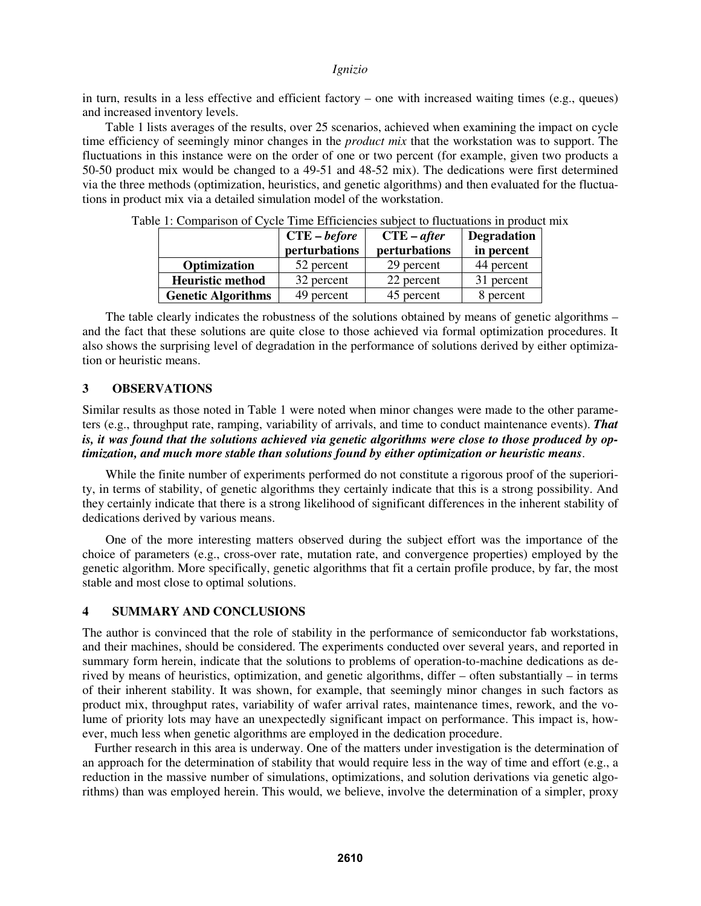in turn, results in a less effective and efficient factory – one with increased waiting times (e.g., queues) and increased inventory levels.

Table 1 lists averages of the results, over 25 scenarios, achieved when examining the impact on cycle time efficiency of seemingly minor changes in the *product mix* that the workstation was to support. The fluctuations in this instance were on the order of one or two percent (for example, given two products a 50-50 product mix would be changed to a 49-51 and 48-52 mix). The dedications were first determined via the three methods (optimization, heuristics, and genetic algorithms) and then evaluated for the fluctuations in product mix via a detailed simulation model of the workstation.

Table 1: Comparison of Cycle Time Efficiencies subject to fluctuations in product mix

| | **CTE – *before* perturbations** | **CTE – *after* perturbations** | **Degradation in percent** |
|---|---|---|---|
| **Optimization** | 52 percent | 29 percent | 44 percent |
| **Heuristic method** | 32 percent | 22 percent | 31 percent |
| **Genetic Algorithms** | 49 percent | 45 percent | 8 percent |

The table clearly indicates the robustness of the solutions obtained by means of genetic algorithms – and the fact that these solutions are quite close to those achieved via formal optimization procedures. It also shows the surprising level of degradation in the performance of solutions derived by either optimization or heuristic means.

## 3 OBSERVATIONS

Similar results as those noted in Table 1 were noted when minor changes were made to the other parameters (e.g., throughput rate, ramping, variability of arrivals, and time to conduct maintenance events). ***That is, it was found that the solutions achieved via genetic algorithms were close to those produced by optimization, and much more stable than solutions found by either optimization or heuristic means***.

While the finite number of experiments performed do not constitute a rigorous proof of the superiority, in terms of stability, of genetic algorithms they certainly indicate that this is a strong possibility. And they certainly indicate that there is a strong likelihood of significant differences in the inherent stability of dedications derived by various means.

One of the more interesting matters observed during the subject effort was the importance of the choice of parameters (e.g., cross-over rate, mutation rate, and convergence properties) employed by the genetic algorithm. More specifically, genetic algorithms that fit a certain profile produce, by far, the most stable and most close to optimal solutions.

## 4 SUMMARY AND CONCLUSIONS

The author is convinced that the role of stability in the performance of semiconductor fab workstations, and their machines, should be considered. The experiments conducted over several years, and reported in summary form herein, indicate that the solutions to problems of operation-to-machine dedications as derived by means of heuristics, optimization, and genetic algorithms, differ – often substantially – in terms of their inherent stability. It was shown, for example, that seemingly minor changes in such factors as product mix, throughput rates, variability of wafer arrival rates, maintenance times, rework, and the volume of priority lots may have an unexpectedly significant impact on performance. This impact is, however, much less when genetic algorithms are employed in the dedication procedure.

Further research in this area is underway. One of the matters under investigation is the determination of an approach for the determination of stability that would require less in the way of time and effort (e.g., a reduction in the massive number of simulations, optimizations, and solution derivations via genetic algorithms) than was employed herein. This would, we believe, involve the determination of a simpler, proxy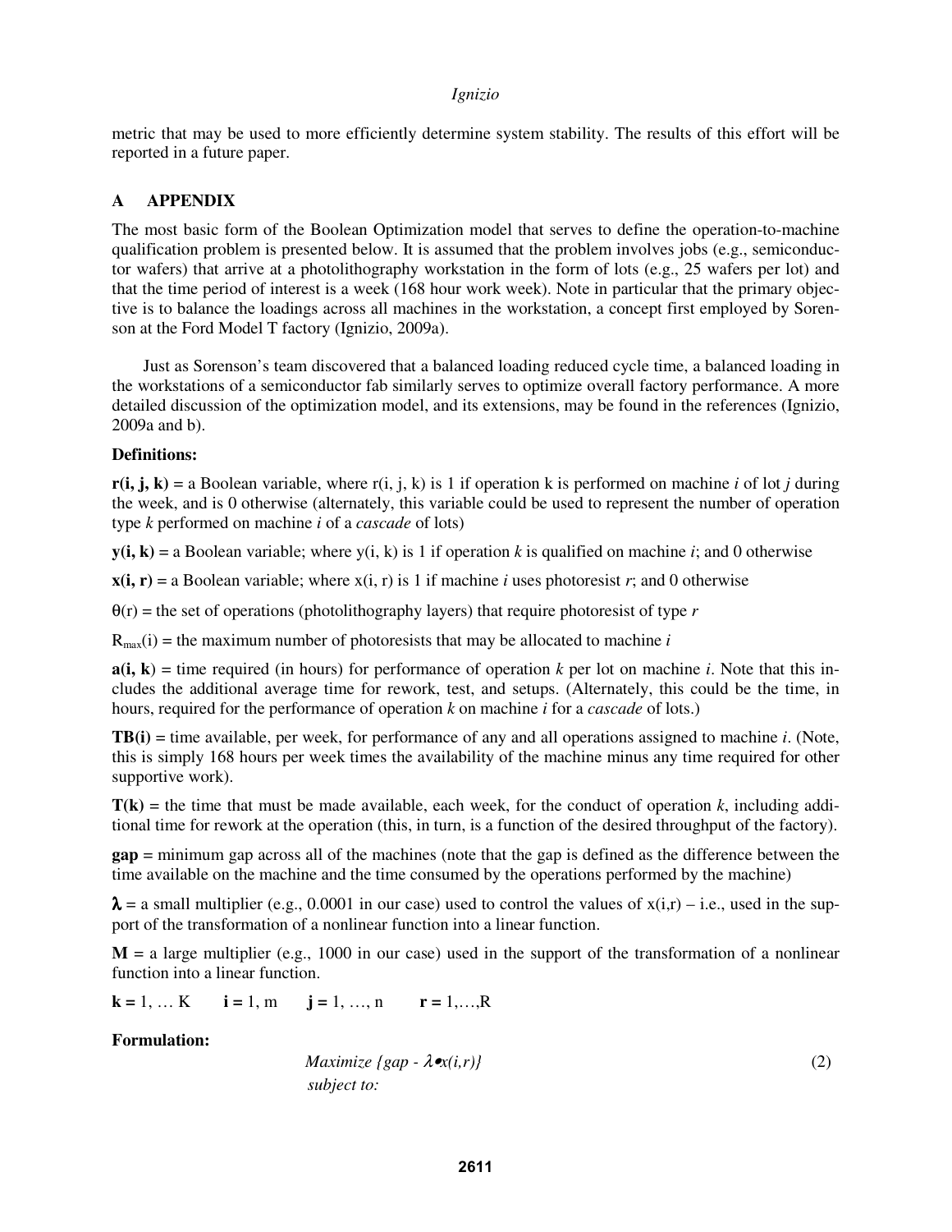metric that may be used to more efficiently determine system stability. The results of this effort will be reported in a future paper.

## A APPENDIX

The most basic form of the Boolean Optimization model that serves to define the operation-to-machine qualification problem is presented below. It is assumed that the problem involves jobs (e.g., semiconductor wafers) that arrive at a photolithography workstation in the form of lots (e.g., 25 wafers per lot) and that the time period of interest is a week (168 hour work week). Note in particular that the primary objective is to balance the loadings across all machines in the workstation, a concept first employed by Sorenson at the Ford Model T factory (Ignizio, 2009a).

Just as Sorenson's team discovered that a balanced loading reduced cycle time, a balanced loading in the workstations of a semiconductor fab similarly serves to optimize overall factory performance. A more detailed discussion of the optimization model, and its extensions, may be found in the references (Ignizio, 2009a and b).

**Definitions:**

**r(i, j, k)** = a Boolean variable, where r(i, j, k) is 1 if operation k is performed on machine $i$ of lot $j$ during the week, and is 0 otherwise (alternately, this variable could be used to represent the number of operation type $k$ performed on machine $i$ of a *cascade* of lots)

**y(i, k)** = a Boolean variable; where y(i, k) is 1 if operation $k$ is qualified on machine $i$; and 0 otherwise

**x(i, r)** = a Boolean variable; where x(i, r) is 1 if machine $i$ uses photoresist $r$; and 0 otherwise

$\theta(r)$ = the set of operations (photolithography layers) that require photoresist of type $r$

$R_{max}(i)$ = the maximum number of photoresists that may be allocated to machine $i$

**a(i, k)** = time required (in hours) for performance of operation $k$ per lot on machine $i$. Note that this includes the additional average time for rework, test, and setups. (Alternately, this could be the time, in hours, required for the performance of operation $k$ on machine $i$ for a *cascade* of lots.)

**TB(i)** = time available, per week, for performance of any and all operations assigned to machine $i$. (Note, this is simply 168 hours per week times the availability of the machine minus any time required for other supportive work).

**T(k)** = the time that must be made available, each week, for the conduct of operation $k$, including additional time for rework at the operation (this, in turn, is a function of the desired throughput of the factory).

**gap** = minimum gap across all of the machines (note that the gap is defined as the difference between the time available on the machine and the time consumed by the operations performed by the machine)

$\boldsymbol{\lambda}$ = a small multiplier (e.g., 0.0001 in our case) used to control the values of x(i,r) – i.e., used in the support of the transformation of a nonlinear function into a linear function.

**M** = a large multiplier (e.g., 1000 in our case) used in the support of the transformation of a nonlinear function into a linear function.

**k =** 1, … K  **i =** 1, m  **j =** 1, …, n  **r =** 1,…,R

**Formulation:**

$$\text{Maximize } \{gap - \lambda \bullet x(i,r)\} \tag{2}$$

*subject to:*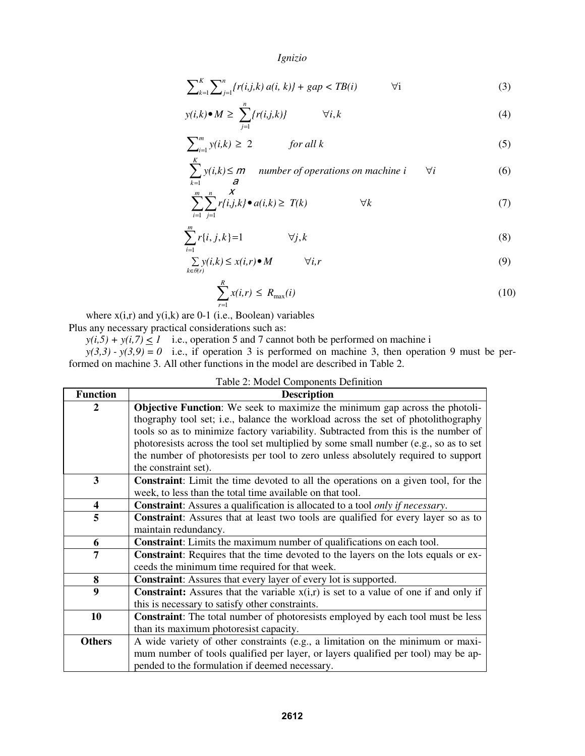$$\sum_{k=1}^{K}\sum_{j=1}^{n}\{r(i,j,k)\, a(i,k)\} + gap < TB(i) \qquad \forall i \tag{3}$$

$$y(i,k) \bullet M \geq \sum_{j=1}^{n}\{r(i,j,k)\} \qquad \forall i,k \tag{4}$$

$$\sum_{i=1}^{m} y(i,k) \geq 2 \qquad \text{for all } k \tag{5}$$

$$\sum_{k=1}^{K} y(i,k) \leq m_{ax} \quad \text{number of operations on machine } i \qquad \forall i \tag{6}$$

$$\sum_{i=1}^{m}\sum_{j=1}^{n} r\{i,j,k\} \bullet a(i,k) \geq T(k) \qquad \forall k \tag{7}$$

$$\sum_{i=1}^{m} r\{i,j,k\} = 1 \qquad \forall j,k \tag{8}$$

$$\sum_{k \in \theta(r)} y(i,k) \leq x(i,r) \bullet M \qquad \forall i,r \tag{9}$$

$$\sum_{r=1}^{R} x(i,r) \leq R_{\max}(i) \tag{10}$$

where x(i,r) and y(i,k) are 0-1 (i.e., Boolean) variables

Plus any necessary practical considerations such as:

$y(i,5) + y(i,7) \leq 1$ i.e., operation 5 and 7 cannot both be performed on machine i

$y(3,3) - y(3,9) = 0$ i.e., if operation 3 is performed on machine 3, then operation 9 must be performed on machine 3. All other functions in the model are described in Table 2.

Table 2: Model Components Definition

| Function | Description |
|---|---|
| 2 | **Objective Function**: We seek to maximize the minimum gap across the photolithography tool set; i.e., balance the workload across the set of photolithography tools so as to minimize factory variability. Subtracted from this is the number of photoresists across the tool set multiplied by some small number (e.g., so as to set the number of photoresists per tool to zero unless absolutely required to support the constraint set). |
| 3 | **Constraint**: Limit the time devoted to all the operations on a given tool, for the week, to less than the total time available on that tool. |
| 4 | **Constraint**: Assures a qualification is allocated to a tool *only if necessary*. |
| 5 | **Constraint**: Assures that at least two tools are qualified for every layer so as to maintain redundancy. |
| 6 | **Constraint**: Limits the maximum number of qualifications on each tool. |
| 7 | **Constraint**: Requires that the time devoted to the layers on the lots equals or exceeds the minimum time required for that week. |
| 8 | **Constraint**: Assures that every layer of every lot is supported. |
| 9 | **Constraint:** Assures that the variable x(i,r) is set to a value of one if and only if this is necessary to satisfy other constraints. |
| 10 | **Constraint**: The total number of photoresists employed by each tool must be less than its maximum photoresist capacity. |
| **Others** | A wide variety of other constraints (e.g., a limitation on the minimum or maximum number of tools qualified per layer, or layers qualified per tool) may be appended to the formulation if deemed necessary. |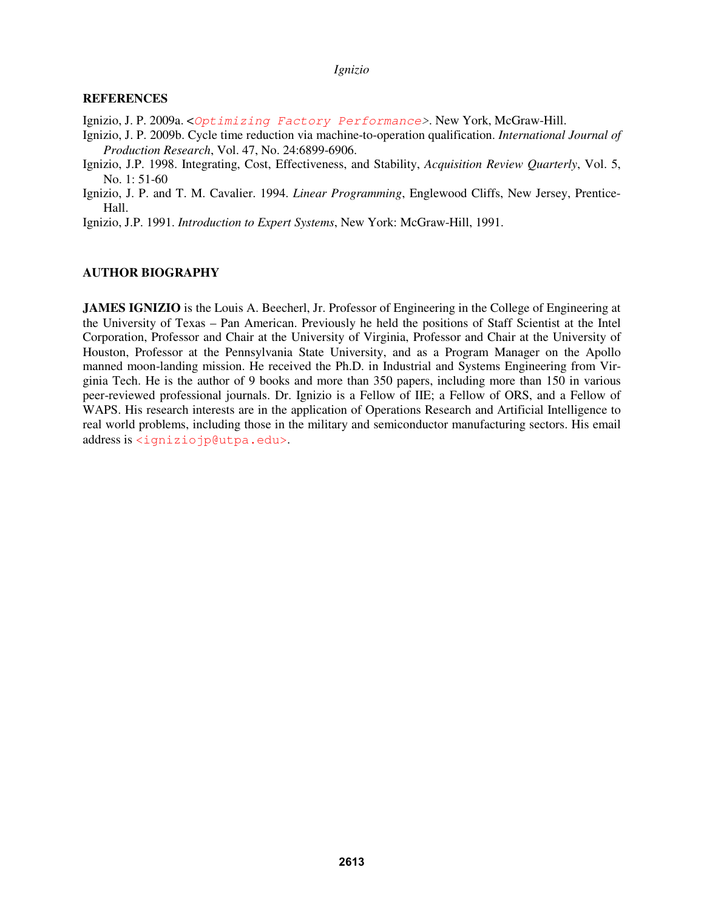## REFERENCES

Ignizio, J. P. 2009a. <*Optimizing Factory Performance*>. New York, McGraw-Hill.

Ignizio, J. P. 2009b. Cycle time reduction via machine-to-operation qualification. *International Journal of Production Research*, Vol. 47, No. 24:6899-6906.

Ignizio, J.P. 1998. Integrating, Cost, Effectiveness, and Stability, *Acquisition Review Quarterly*, Vol. 5, No. 1: 51-60

Ignizio, J. P. and T. M. Cavalier. 1994. *Linear Programming*, Englewood Cliffs, New Jersey, Prentice-Hall.

Ignizio, J.P. 1991. *Introduction to Expert Systems*, New York: McGraw-Hill, 1991.

## AUTHOR BIOGRAPHY

**JAMES IGNIZIO** is the Louis A. Beecherl, Jr. Professor of Engineering in the College of Engineering at the University of Texas – Pan American. Previously he held the positions of Staff Scientist at the Intel Corporation, Professor and Chair at the University of Virginia, Professor and Chair at the University of Houston, Professor at the Pennsylvania State University, and as a Program Manager on the Apollo manned moon-landing mission. He received the Ph.D. in Industrial and Systems Engineering from Virginia Tech. He is the author of 9 books and more than 350 papers, including more than 150 in various peer-reviewed professional journals. Dr. Ignizio is a Fellow of IIE; a Fellow of ORS, and a Fellow of WAPS. His research interests are in the application of Operations Research and Artificial Intelligence to real world problems, including those in the military and semiconductor manufacturing sectors. His email address is <igniziojp@utpa.edu>.